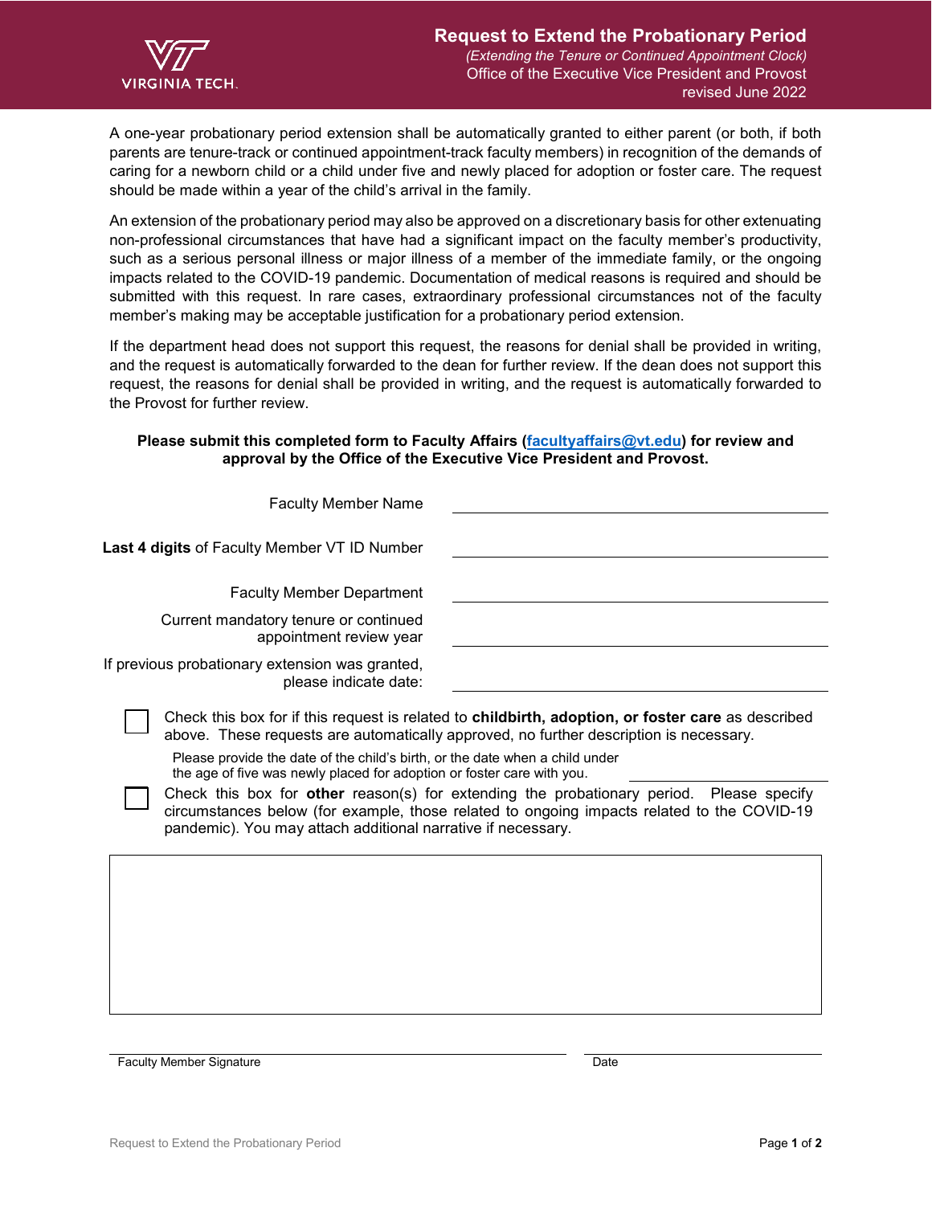# Request to Extend the Probationary Period

*(Extending the Tenure or Continued Appointment Clock)*
Office of the Executive Vice President and Provost
revised June 2022

A one-year probationary period extension shall be automatically granted to either parent (or both, if both parents are tenure-track or continued appointment-track faculty members) in recognition of the demands of caring for a newborn child or a child under five and newly placed for adoption or foster care. The request should be made within a year of the child's arrival in the family.

An extension of the probationary period may also be approved on a discretionary basis for other extenuating non-professional circumstances that have had a significant impact on the faculty member's productivity, such as a serious personal illness or major illness of a member of the immediate family, or the ongoing impacts related to the COVID-19 pandemic. Documentation of medical reasons is required and should be submitted with this request. In rare cases, extraordinary professional circumstances not of the faculty member's making may be acceptable justification for a probationary period extension.

If the department head does not support this request, the reasons for denial shall be provided in writing, and the request is automatically forwarded to the dean for further review. If the dean does not support this request, the reasons for denial shall be provided in writing, and the request is automatically forwarded to the Provost for further review.

**Please submit this completed form to Faculty Affairs (facultyaffairs@vt.edu) for review and approval by the Office of the Executive Vice President and Provost.**

Faculty Member Name \_\_\_\_\_\_\_\_\_\_\_\_\_\_\_\_\_\_\_\_\_\_\_\_\_\_\_\_\_\_

**Last 4 digits** of Faculty Member VT ID Number \_\_\_\_\_\_\_\_\_\_\_\_\_\_\_\_\_\_\_\_\_\_\_\_\_\_\_\_\_\_

Faculty Member Department \_\_\_\_\_\_\_\_\_\_\_\_\_\_\_\_\_\_\_\_\_\_\_\_\_\_\_\_\_\_

Current mandatory tenure or continued appointment review year \_\_\_\_\_\_\_\_\_\_\_\_\_\_\_\_\_\_\_\_\_\_\_\_\_\_\_\_\_\_

If previous probationary extension was granted, please indicate date: \_\_\_\_\_\_\_\_\_\_\_\_\_\_\_\_\_\_\_\_\_\_\_\_\_\_\_\_\_\_

☐ Check this box for if this request is related to **childbirth, adoption, or foster care** as described above. These requests are automatically approved, no further description is necessary.

Please provide the date of the child's birth, or the date when a child under the age of five was newly placed for adoption or foster care with you. \_\_\_\_\_\_\_\_\_\_\_\_\_\_\_\_\_\_\_\_

☐ Check this box for **other** reason(s) for extending the probationary period. Please specify circumstances below (for example, those related to ongoing impacts related to the COVID-19 pandemic). You may attach additional narrative if necessary.

| |
|---|
| |

\_\_\_\_\_\_\_\_\_\_\_\_\_\_\_\_\_\_\_\_\_\_\_\_\_\_\_\_\_\_ \_\_\_\_\_\_\_\_\_\_\_\_\_\_\_\_\_\_\_\_

Faculty Member Signature Date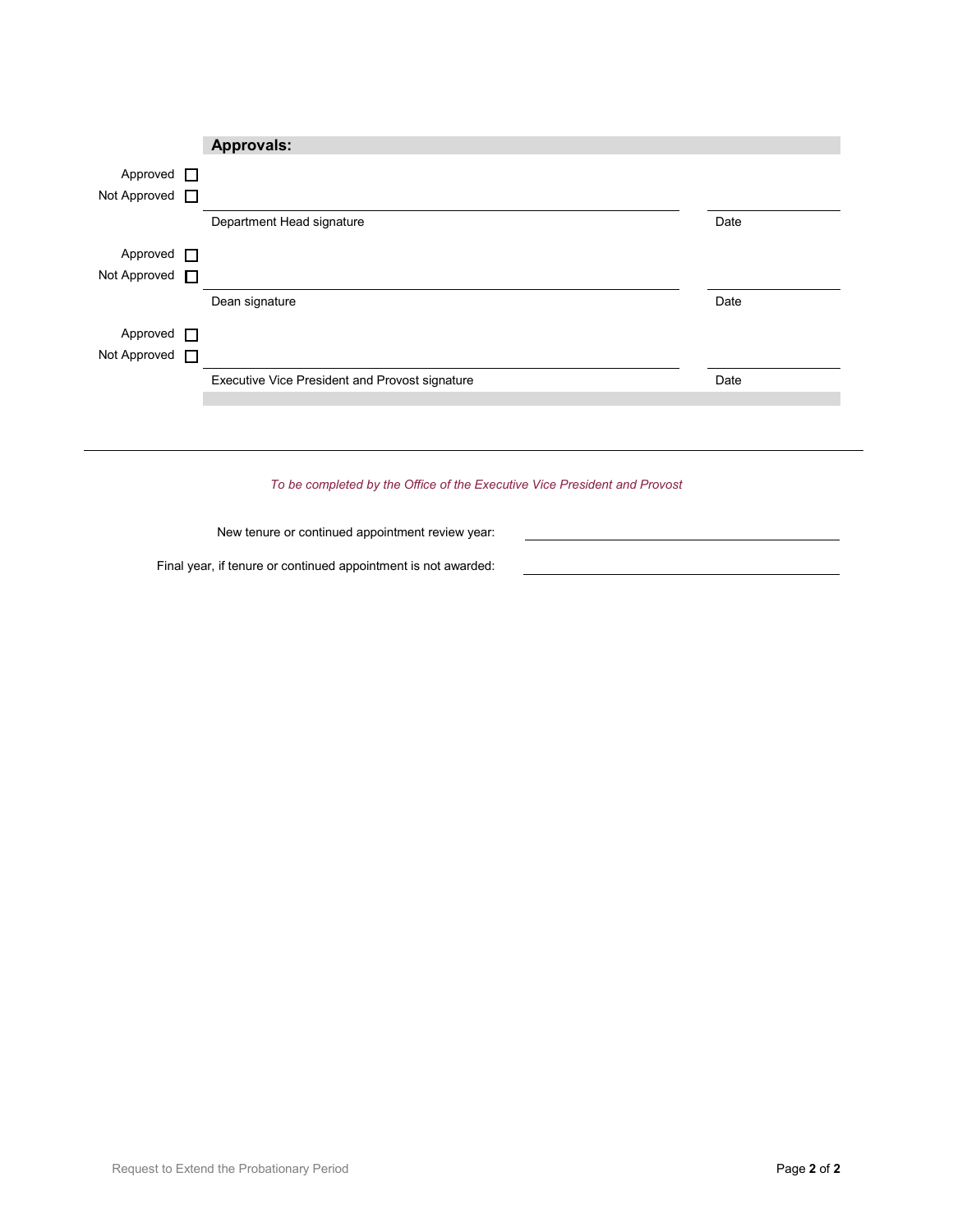## Approvals:

Approved ☐
Not Approved ☐

\_\_\_\_\_\_\_\_\_\_\_\_\_\_\_\_\_\_\_\_\_\_\_\_\_\_\_\_\_\_\_\_\_\_\_\_\_\_\_\_ \_\_\_\_\_\_\_\_\_\_\_\_\_\_\_\_
Department Head signature Date

Approved ☐
Not Approved ☐

\_\_\_\_\_\_\_\_\_\_\_\_\_\_\_\_\_\_\_\_\_\_\_\_\_\_\_\_\_\_\_\_\_\_\_\_\_\_\_\_ \_\_\_\_\_\_\_\_\_\_\_\_\_\_\_\_
Dean signature Date

Approved ☐
Not Approved ☐

\_\_\_\_\_\_\_\_\_\_\_\_\_\_\_\_\_\_\_\_\_\_\_\_\_\_\_\_\_\_\_\_\_\_\_\_\_\_\_\_ \_\_\_\_\_\_\_\_\_\_\_\_\_\_\_\_
Executive Vice President and Provost signature Date

---

*To be completed by the Office of the Executive Vice President and Provost*

New tenure or continued appointment review year: \_\_\_\_\_\_\_\_\_\_\_\_\_\_\_\_\_\_\_\_\_\_\_\_\_\_\_\_

Final year, if tenure or continued appointment is not awarded: \_\_\_\_\_\_\_\_\_\_\_\_\_\_\_\_\_\_\_\_\_\_\_\_\_\_\_\_